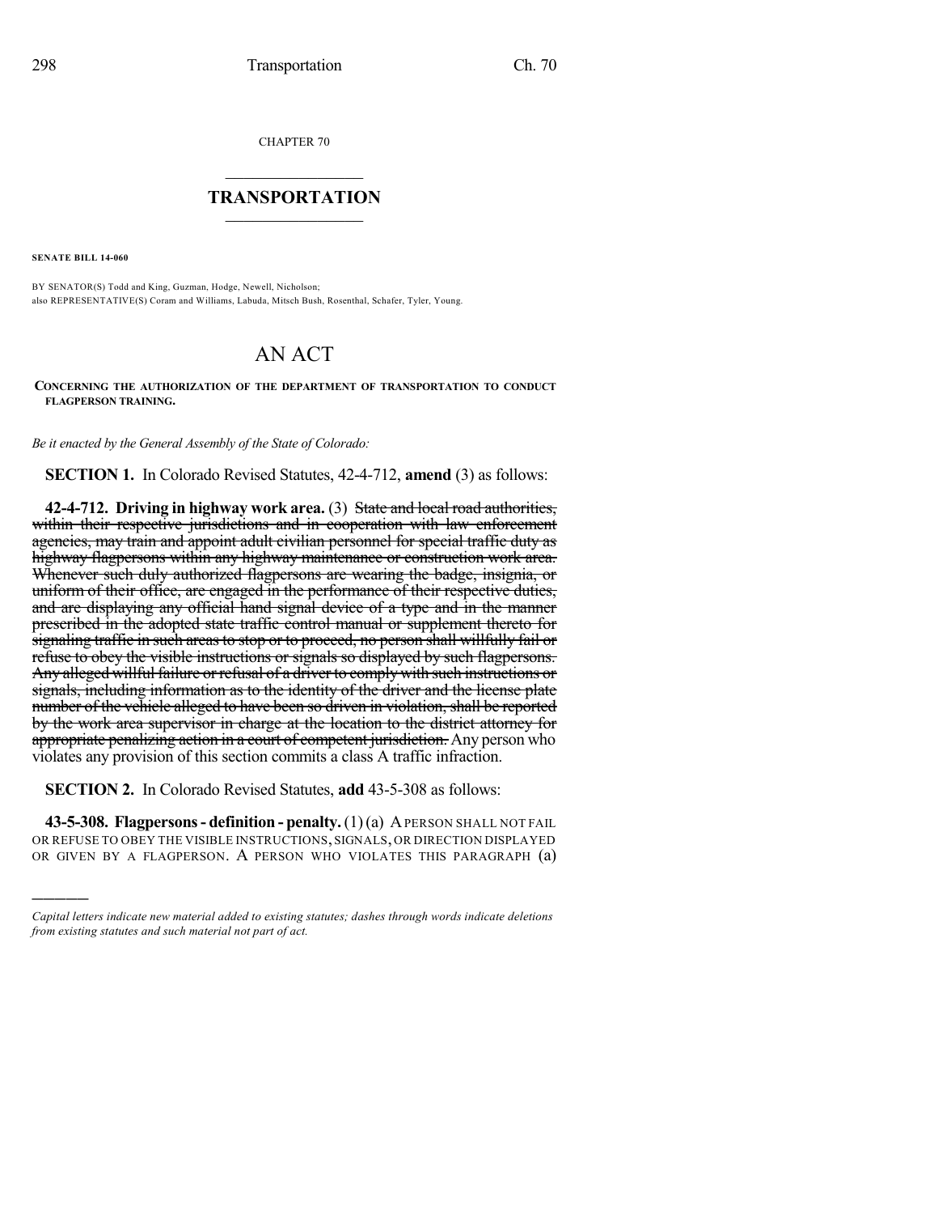CHAPTER 70

# TRANSPORTATION

**SENATE BILL 14-060**

BY SENATOR(S) Todd and King, Guzman, Hodge, Newell, Nicholson;
also REPRESENTATIVE(S) Coram and Williams, Labuda, Mitsch Bush, Rosenthal, Schafer, Tyler, Young.

# AN ACT

**CONCERNING THE AUTHORIZATION OF THE DEPARTMENT OF TRANSPORTATION TO CONDUCT FLAGPERSON TRAINING.**

*Be it enacted by the General Assembly of the State of Colorado:*

**SECTION 1.** In Colorado Revised Statutes, 42-4-712, **amend** (3) as follows:

**42-4-712. Driving in highway work area.** (3) ~~State and local road authorities, within their respective jurisdictions and in cooperation with law enforcement agencies, may train and appoint adult civilian personnel for special traffic duty as highway flagpersons within any highway maintenance or construction work area. Whenever such duly authorized flagpersons are wearing the badge, insignia, or uniform of their office, are engaged in the performance of their respective duties, and are displaying any official hand signal device of a type and in the manner prescribed in the adopted state traffic control manual or supplement thereto for signaling traffic in such areas to stop or to proceed, no person shall willfully fail or refuse to obey the visible instructions or signals so displayed by such flagpersons. Any alleged willful failure or refusal of a driver to comply with such instructions or signals, including information as to the identity of the driver and the license plate number of the vehicle alleged to have been so driven in violation, shall be reported by the work area supervisor in charge at the location to the district attorney for appropriate penalizing action in a court of competent jurisdiction.~~ Any person who violates any provision of this section commits a class A traffic infraction.

**SECTION 2.** In Colorado Revised Statutes, **add** 43-5-308 as follows:

**43-5-308. Flagpersons - definition - penalty.** (1) (a) A PERSON SHALL NOT FAIL OR REFUSE TO OBEY THE VISIBLE INSTRUCTIONS, SIGNALS, OR DIRECTION DISPLAYED OR GIVEN BY A FLAGPERSON. A PERSON WHO VIOLATES THIS PARAGRAPH (a)

---

*Capital letters indicate new material added to existing statutes; dashes through words indicate deletions from existing statutes and such material not part of act.*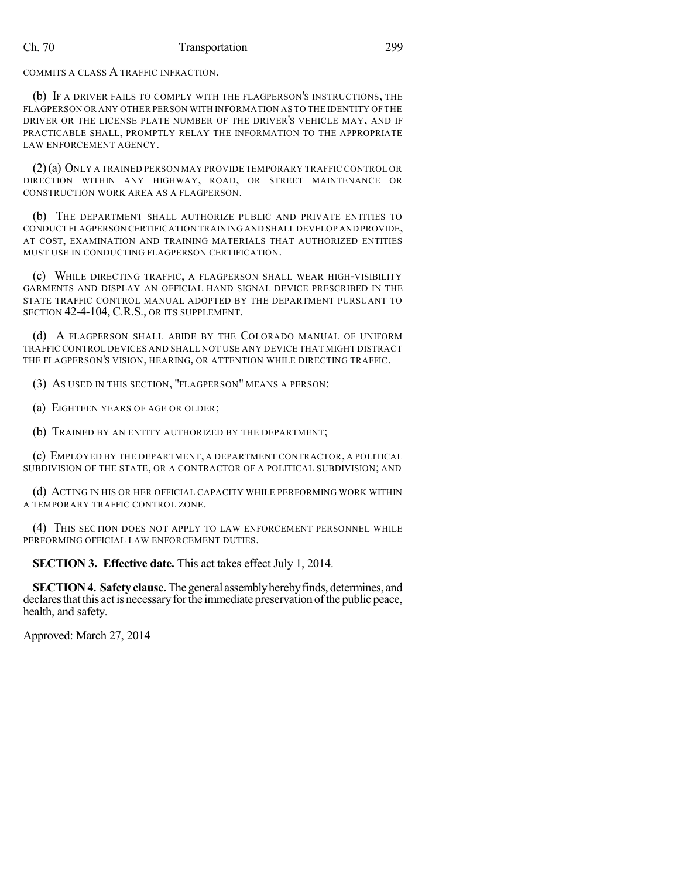COMMITS A CLASS A TRAFFIC INFRACTION.

(b) IF A DRIVER FAILS TO COMPLY WITH THE FLAGPERSON'S INSTRUCTIONS, THE FLAGPERSON OR ANY OTHER PERSON WITH INFORMATION AS TO THE IDENTITY OF THE DRIVER OR THE LICENSE PLATE NUMBER OF THE DRIVER'S VEHICLE MAY, AND IF PRACTICABLE SHALL, PROMPTLY RELAY THE INFORMATION TO THE APPROPRIATE LAW ENFORCEMENT AGENCY.

(2) (a) ONLY A TRAINED PERSON MAY PROVIDE TEMPORARY TRAFFIC CONTROL OR DIRECTION WITHIN ANY HIGHWAY, ROAD, OR STREET MAINTENANCE OR CONSTRUCTION WORK AREA AS A FLAGPERSON.

(b) THE DEPARTMENT SHALL AUTHORIZE PUBLIC AND PRIVATE ENTITIES TO CONDUCT FLAGPERSON CERTIFICATION TRAINING AND SHALL DEVELOP AND PROVIDE, AT COST, EXAMINATION AND TRAINING MATERIALS THAT AUTHORIZED ENTITIES MUST USE IN CONDUCTING FLAGPERSON CERTIFICATION.

(c) WHILE DIRECTING TRAFFIC, A FLAGPERSON SHALL WEAR HIGH-VISIBILITY GARMENTS AND DISPLAY AN OFFICIAL HAND SIGNAL DEVICE PRESCRIBED IN THE STATE TRAFFIC CONTROL MANUAL ADOPTED BY THE DEPARTMENT PURSUANT TO SECTION 42-4-104, C.R.S., OR ITS SUPPLEMENT.

(d) A FLAGPERSON SHALL ABIDE BY THE COLORADO MANUAL OF UNIFORM TRAFFIC CONTROL DEVICES AND SHALL NOT USE ANY DEVICE THAT MIGHT DISTRACT THE FLAGPERSON'S VISION, HEARING, OR ATTENTION WHILE DIRECTING TRAFFIC.

(3) AS USED IN THIS SECTION, "FLAGPERSON" MEANS A PERSON:

(a) EIGHTEEN YEARS OF AGE OR OLDER;

(b) TRAINED BY AN ENTITY AUTHORIZED BY THE DEPARTMENT;

(c) EMPLOYED BY THE DEPARTMENT, A DEPARTMENT CONTRACTOR, A POLITICAL SUBDIVISION OF THE STATE, OR A CONTRACTOR OF A POLITICAL SUBDIVISION; AND

(d) ACTING IN HIS OR HER OFFICIAL CAPACITY WHILE PERFORMING WORK WITHIN A TEMPORARY TRAFFIC CONTROL ZONE.

(4) THIS SECTION DOES NOT APPLY TO LAW ENFORCEMENT PERSONNEL WHILE PERFORMING OFFICIAL LAW ENFORCEMENT DUTIES.

**SECTION 3. Effective date.** This act takes effect July 1, 2014.

**SECTION 4. Safety clause.** The general assembly hereby finds, determines, and declares that this act is necessary for the immediate preservation of the public peace, health, and safety.

Approved: March 27, 2014